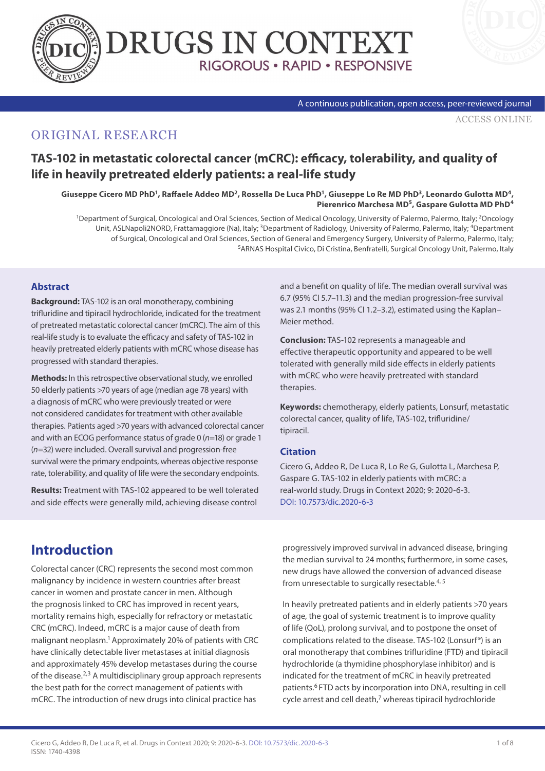ORIGINAL RESEARCH

# TAS-102 in metastatic colorectal cancer (mCRC): efficacy, tolerability, and quality of life in heavily pretreated elderly patients: a real-life study

**Giuseppe Cicero MD PhD[1], Raffaele Addeo MD[2], Rossella De Luca PhD[1], Giuseppe Lo Re MD PhD[3], Leonardo Gulotta MD[4], Pierenrico Marchesa MD[5], Gaspare Gulotta MD PhD[4]**

[1]Department of Surgical, Oncological and Oral Sciences, Section of Medical Oncology, University of Palermo, Palermo, Italy; [2]Oncology Unit, ASLNapoli2NORD, Frattamaggiore (Na), Italy; [3]Department of Radiology, University of Palermo, Palermo, Italy; [4]Department of Surgical, Oncological and Oral Sciences, Section of General and Emergency Surgery, University of Palermo, Palermo, Italy; [5]ARNAS Hospital Civico, Di Cristina, Benfratelli, Surgical Oncology Unit, Palermo, Italy

## Abstract

**Background:** TAS-102 is an oral monotherapy, combining trifluridine and tipiracil hydrochloride, indicated for the treatment of pretreated metastatic colorectal cancer (mCRC). The aim of this real-life study is to evaluate the efficacy and safety of TAS-102 in heavily pretreated elderly patients with mCRC whose disease has progressed with standard therapies.

**Methods:** In this retrospective observational study, we enrolled 50 elderly patients >70 years of age (median age 78 years) with a diagnosis of mCRC who were previously treated or were not considered candidates for treatment with other available therapies. Patients aged >70 years with advanced colorectal cancer and with an ECOG performance status of grade 0 (*n*=18) or grade 1 (*n*=32) were included. Overall survival and progression-free survival were the primary endpoints, whereas objective response rate, tolerability, and quality of life were the secondary endpoints.

**Results:** Treatment with TAS-102 appeared to be well tolerated and side effects were generally mild, achieving disease control and a benefit on quality of life. The median overall survival was 6.7 (95% CI 5.7–11.3) and the median progression-free survival was 2.1 months (95% CI 1.2–3.2), estimated using the Kaplan–Meier method.

**Conclusion:** TAS-102 represents a manageable and effective therapeutic opportunity and appeared to be well tolerated with generally mild side effects in elderly patients with mCRC who were heavily pretreated with standard therapies.

**Keywords:** chemotherapy, elderly patients, Lonsurf, metastatic colorectal cancer, quality of life, TAS-102, trifluridine/tipiracil.

### Citation

Cicero G, Addeo R, De Luca R, Lo Re G, Gulotta L, Marchesa P, Gaspare G. TAS-102 in elderly patients with mCRC: a real-world study. Drugs in Context 2020; 9: 2020-6-3. DOI: 10.7573/dic.2020-6-3

## Introduction

Colorectal cancer (CRC) represents the second most common malignancy by incidence in western countries after breast cancer in women and prostate cancer in men. Although the prognosis linked to CRC has improved in recent years, mortality remains high, especially for refractory or metastatic CRC (mCRC). Indeed, mCRC is a major cause of death from malignant neoplasm.[1] Approximately 20% of patients with CRC have clinically detectable liver metastases at initial diagnosis and approximately 45% develop metastases during the course of the disease.[2,3] A multidisciplinary group approach represents the best path for the correct management of patients with mCRC. The introduction of new drugs into clinical practice has progressively improved survival in advanced disease, bringing the median survival to 24 months; furthermore, in some cases, new drugs have allowed the conversion of advanced disease from unresectable to surgically resectable.[4,5]

In heavily pretreated patients and in elderly patients >70 years of age, the goal of systemic treatment is to improve quality of life (QoL), prolong survival, and to postpone the onset of complications related to the disease. TAS-102 (Lonsurf®) is an oral monotherapy that combines trifluridine (FTD) and tipiracil hydrochloride (a thymidine phosphorylase inhibitor) and is indicated for the treatment of mCRC in heavily pretreated patients.[6] FTD acts by incorporation into DNA, resulting in cell cycle arrest and cell death,[7] whereas tipiracil hydrochloride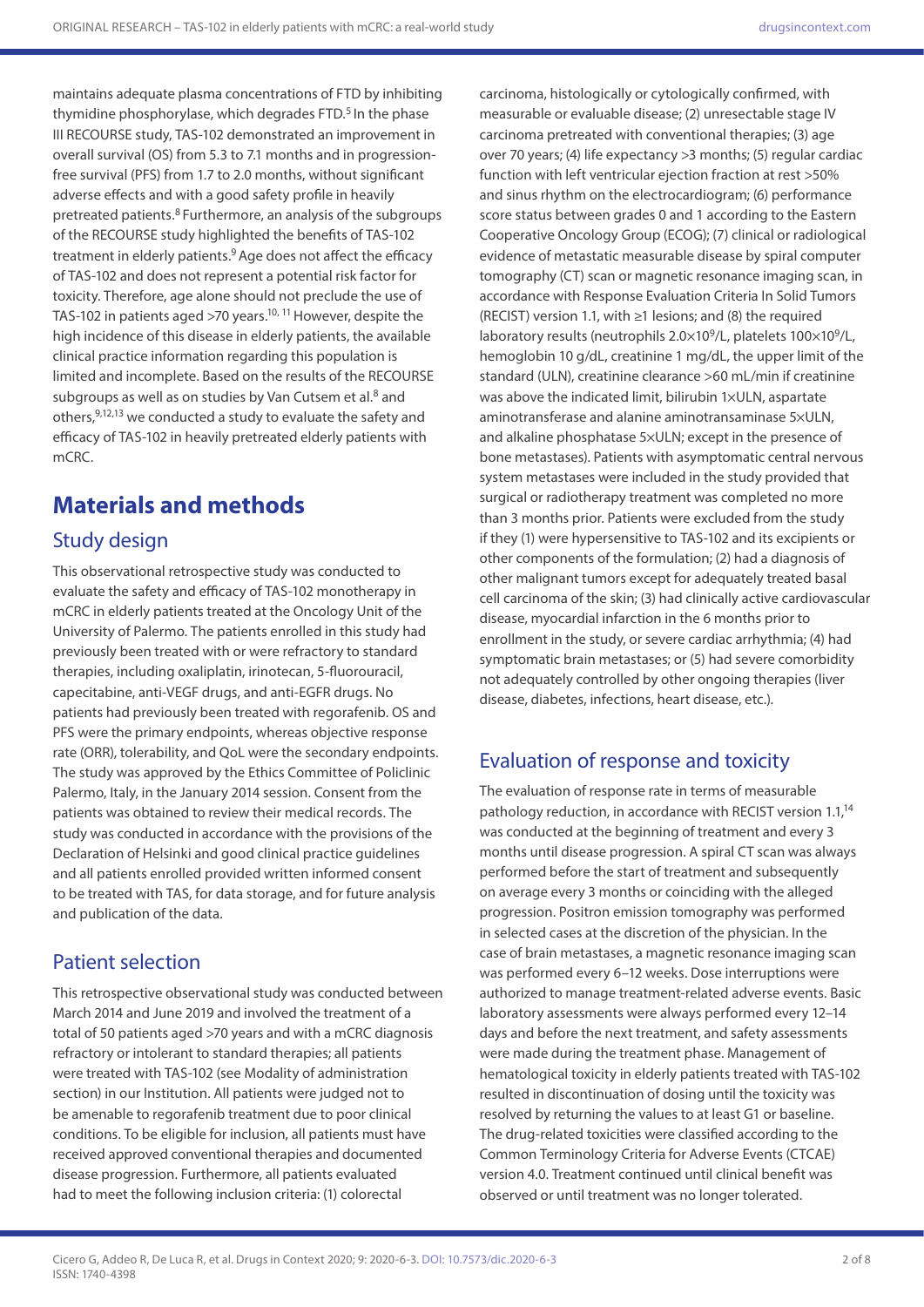maintains adequate plasma concentrations of FTD by inhibiting thymidine phosphorylase, which degrades FTD.[5] In the phase III RECOURSE study, TAS-102 demonstrated an improvement in overall survival (OS) from 5.3 to 7.1 months and in progression-free survival (PFS) from 1.7 to 2.0 months, without significant adverse effects and with a good safety profile in heavily pretreated patients.[8] Furthermore, an analysis of the subgroups of the RECOURSE study highlighted the benefits of TAS-102 treatment in elderly patients.[9] Age does not affect the efficacy of TAS-102 and does not represent a potential risk factor for toxicity. Therefore, age alone should not preclude the use of TAS-102 in patients aged >70 years.[10,11] However, despite the high incidence of this disease in elderly patients, the available clinical practice information regarding this population is limited and incomplete. Based on the results of the RECOURSE subgroups as well as on studies by Van Cutsem et al.[8] and others,[9,12,13] we conducted a study to evaluate the safety and efficacy of TAS-102 in heavily pretreated elderly patients with mCRC.

# Materials and methods

## Study design

This observational retrospective study was conducted to evaluate the safety and efficacy of TAS-102 monotherapy in mCRC in elderly patients treated at the Oncology Unit of the University of Palermo. The patients enrolled in this study had previously been treated with or were refractory to standard therapies, including oxaliplatin, irinotecan, 5-fluorouracil, capecitabine, anti-VEGF drugs, and anti-EGFR drugs. No patients had previously been treated with regorafenib. OS and PFS were the primary endpoints, whereas objective response rate (ORR), tolerability, and QoL were the secondary endpoints. The study was approved by the Ethics Committee of Policlinic Palermo, Italy, in the January 2014 session. Consent from the patients was obtained to review their medical records. The study was conducted in accordance with the provisions of the Declaration of Helsinki and good clinical practice guidelines and all patients enrolled provided written informed consent to be treated with TAS, for data storage, and for future analysis and publication of the data.

## Patient selection

This retrospective observational study was conducted between March 2014 and June 2019 and involved the treatment of a total of 50 patients aged >70 years and with a mCRC diagnosis refractory or intolerant to standard therapies; all patients were treated with TAS-102 (see Modality of administration section) in our Institution. All patients were judged not to be amenable to regorafenib treatment due to poor clinical conditions. To be eligible for inclusion, all patients must have received approved conventional therapies and documented disease progression. Furthermore, all patients evaluated had to meet the following inclusion criteria: (1) colorectal carcinoma, histologically or cytologically confirmed, with measurable or evaluable disease; (2) unresectable stage IV carcinoma pretreated with conventional therapies; (3) age over 70 years; (4) life expectancy >3 months; (5) regular cardiac function with left ventricular ejection fraction at rest >50% and sinus rhythm on the electrocardiogram; (6) performance score status between grades 0 and 1 according to the Eastern Cooperative Oncology Group (ECOG); (7) clinical or radiological evidence of metastatic measurable disease by spiral computer tomography (CT) scan or magnetic resonance imaging scan, in accordance with Response Evaluation Criteria In Solid Tumors (RECIST) version 1.1, with ≥1 lesions; and (8) the required laboratory results (neutrophils $2.0\times10^9$/L, platelets $100\times10^9$/L, hemoglobin 10 g/dL, creatinine 1 mg/dL, the upper limit of the standard (ULN), creatinine clearance >60 mL/min if creatinine was above the indicated limit, bilirubin 1×ULN, aspartate aminotransferase and alanine aminotransaminase 5×ULN, and alkaline phosphatase 5×ULN; except in the presence of bone metastases). Patients with asymptomatic central nervous system metastases were included in the study provided that surgical or radiotherapy treatment was completed no more than 3 months prior. Patients were excluded from the study if they (1) were hypersensitive to TAS-102 and its excipients or other components of the formulation; (2) had a diagnosis of other malignant tumors except for adequately treated basal cell carcinoma of the skin; (3) had clinically active cardiovascular disease, myocardial infarction in the 6 months prior to enrollment in the study, or severe cardiac arrhythmia; (4) had symptomatic brain metastases; or (5) had severe comorbidity not adequately controlled by other ongoing therapies (liver disease, diabetes, infections, heart disease, etc.).

## Evaluation of response and toxicity

The evaluation of response rate in terms of measurable pathology reduction, in accordance with RECIST version 1.1,[14] was conducted at the beginning of treatment and every 3 months until disease progression. A spiral CT scan was always performed before the start of treatment and subsequently on average every 3 months or coinciding with the alleged progression. Positron emission tomography was performed in selected cases at the discretion of the physician. In the case of brain metastases, a magnetic resonance imaging scan was performed every 6–12 weeks. Dose interruptions were authorized to manage treatment-related adverse events. Basic laboratory assessments were always performed every 12–14 days and before the next treatment, and safety assessments were made during the treatment phase. Management of hematological toxicity in elderly patients treated with TAS-102 resulted in discontinuation of dosing until the toxicity was resolved by returning the values to at least G1 or baseline. The drug-related toxicities were classified according to the Common Terminology Criteria for Adverse Events (CTCAE) version 4.0. Treatment continued until clinical benefit was observed or until treatment was no longer tolerated.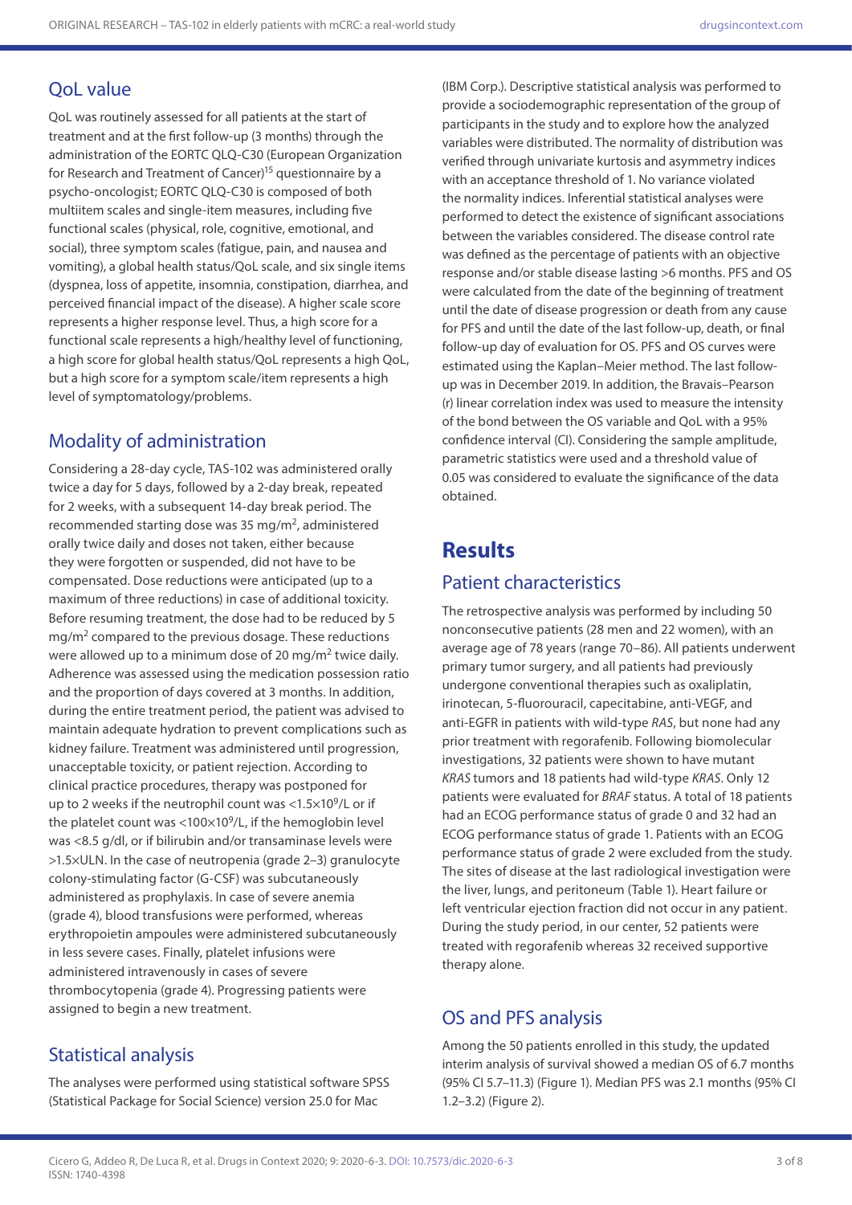## QoL value

QoL was routinely assessed for all patients at the start of treatment and at the first follow-up (3 months) through the administration of the EORTC QLQ-C30 (European Organization for Research and Treatment of Cancer)[15] questionnaire by a psycho-oncologist; EORTC QLQ-C30 is composed of both multiitem scales and single-item measures, including five functional scales (physical, role, cognitive, emotional, and social), three symptom scales (fatigue, pain, and nausea and vomiting), a global health status/QoL scale, and six single items (dyspnea, loss of appetite, insomnia, constipation, diarrhea, and perceived financial impact of the disease). A higher scale score represents a higher response level. Thus, a high score for a functional scale represents a high/healthy level of functioning, a high score for global health status/QoL represents a high QoL, but a high score for a symptom scale/item represents a high level of symptomatology/problems.

## Modality of administration

Considering a 28-day cycle, TAS-102 was administered orally twice a day for 5 days, followed by a 2-day break, repeated for 2 weeks, with a subsequent 14-day break period. The recommended starting dose was 35 mg/m$^2$, administered orally twice daily and doses not taken, either because they were forgotten or suspended, did not have to be compensated. Dose reductions were anticipated (up to a maximum of three reductions) in case of additional toxicity. Before resuming treatment, the dose had to be reduced by 5 mg/m$^2$ compared to the previous dosage. These reductions were allowed up to a minimum dose of 20 mg/m$^2$ twice daily. Adherence was assessed using the medication possession ratio and the proportion of days covered at 3 months. In addition, during the entire treatment period, the patient was advised to maintain adequate hydration to prevent complications such as kidney failure. Treatment was administered until progression, unacceptable toxicity, or patient rejection. According to clinical practice procedures, therapy was postponed for up to 2 weeks if the neutrophil count was <1.5×10$^9$/L or if the platelet count was <100×10$^9$/L, if the hemoglobin level was <8.5 g/dl, or if bilirubin and/or transaminase levels were >1.5×ULN. In the case of neutropenia (grade 2–3) granulocyte colony-stimulating factor (G-CSF) was subcutaneously administered as prophylaxis. In case of severe anemia (grade 4), blood transfusions were performed, whereas erythropoietin ampoules were administered subcutaneously in less severe cases. Finally, platelet infusions were administered intravenously in cases of severe thrombocytopenia (grade 4). Progressing patients were assigned to begin a new treatment.

## Statistical analysis

The analyses were performed using statistical software SPSS (Statistical Package for Social Science) version 25.0 for Mac (IBM Corp.). Descriptive statistical analysis was performed to provide a sociodemographic representation of the group of participants in the study and to explore how the analyzed variables were distributed. The normality of distribution was verified through univariate kurtosis and asymmetry indices with an acceptance threshold of 1. No variance violated the normality indices. Inferential statistical analyses were performed to detect the existence of significant associations between the variables considered. The disease control rate was defined as the percentage of patients with an objective response and/or stable disease lasting >6 months. PFS and OS were calculated from the date of the beginning of treatment until the date of disease progression or death from any cause for PFS and until the date of the last follow-up, death, or final follow-up day of evaluation for OS. PFS and OS curves were estimated using the Kaplan–Meier method. The last follow-up was in December 2019. In addition, the Bravais–Pearson (r) linear correlation index was used to measure the intensity of the bond between the OS variable and QoL with a 95% confidence interval (CI). Considering the sample amplitude, parametric statistics were used and a threshold value of 0.05 was considered to evaluate the significance of the data obtained.

# Results

## Patient characteristics

The retrospective analysis was performed by including 50 nonconsecutive patients (28 men and 22 women), with an average age of 78 years (range 70–86). All patients underwent primary tumor surgery, and all patients had previously undergone conventional therapies such as oxaliplatin, irinotecan, 5-fluorouracil, capecitabine, anti-VEGF, and anti-EGFR in patients with wild-type *RAS*, but none had any prior treatment with regorafenib. Following biomolecular investigations, 32 patients were shown to have mutant *KRAS* tumors and 18 patients had wild-type *KRAS*. Only 12 patients were evaluated for *BRAF* status. A total of 18 patients had an ECOG performance status of grade 0 and 32 had an ECOG performance status of grade 1. Patients with an ECOG performance status of grade 2 were excluded from the study. The sites of disease at the last radiological investigation were the liver, lungs, and peritoneum (Table 1). Heart failure or left ventricular ejection fraction did not occur in any patient. During the study period, in our center, 52 patients were treated with regorafenib whereas 32 received supportive therapy alone.

## OS and PFS analysis

Among the 50 patients enrolled in this study, the updated interim analysis of survival showed a median OS of 6.7 months (95% CI 5.7–11.3) (Figure 1). Median PFS was 2.1 months (95% CI 1.2–3.2) (Figure 2).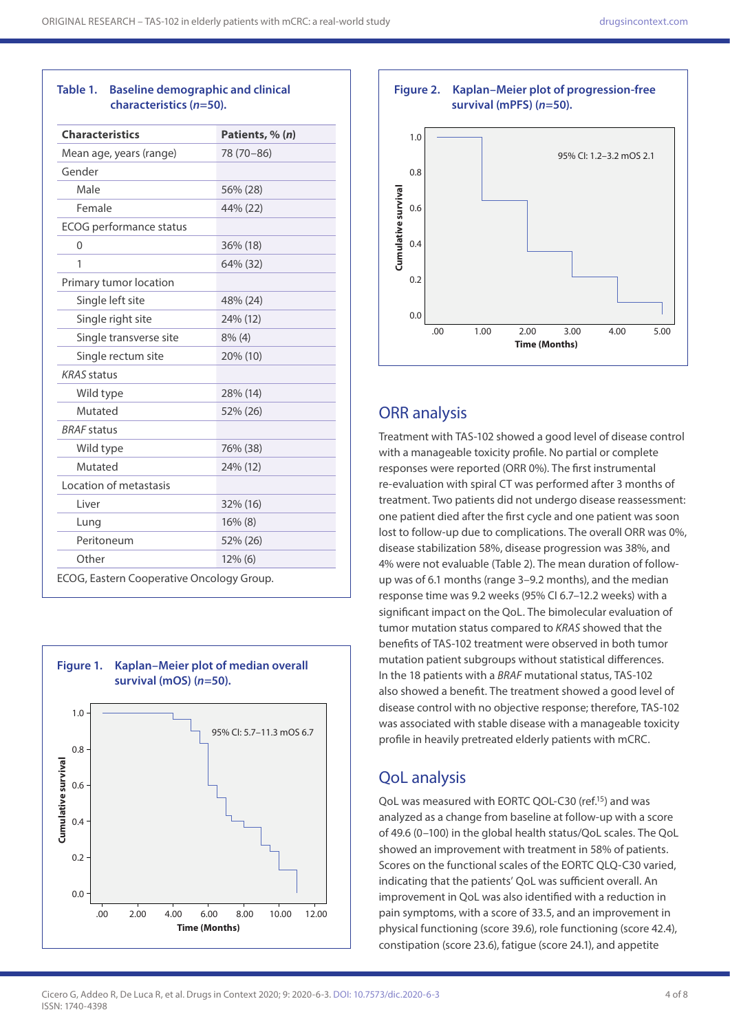**Table 1. Baseline demographic and clinical characteristics (*n*=50).**

| Characteristics | Patients, % (*n*) |
|---|---|
| Mean age, years (range) | 78 (70–86) |
| Gender | |
| Male | 56% (28) |
| Female | 44% (22) |
| ECOG performance status | |
| 0 | 36% (18) |
| 1 | 64% (32) |
| Primary tumor location | |
| Single left site | 48% (24) |
| Single right site | 24% (12) |
| Single transverse site | 8% (4) |
| Single rectum site | 20% (10) |
| *KRAS* status | |
| Wild type | 28% (14) |
| Mutated | 52% (26) |
| *BRAF* status | |
| Wild type | 76% (38) |
| Mutated | 24% (12) |
| Location of metastasis | |
| Liver | 32% (16) |
| Lung | 16% (8) |
| Peritoneum | 52% (26) |
| Other | 12% (6) |

ECOG, Eastern Cooperative Oncology Group.

**Figure 1. Kaplan–Meier plot of median overall survival (mOS) (*n*=50).**

**Figure 2. Kaplan–Meier plot of progression-free survival (mPFS) (*n*=50).**

## ORR analysis

Treatment with TAS-102 showed a good level of disease control with a manageable toxicity profile. No partial or complete responses were reported (ORR 0%). The first instrumental re-evaluation with spiral CT was performed after 3 months of treatment. Two patients did not undergo disease reassessment: one patient died after the first cycle and one patient was soon lost to follow-up due to complications. The overall ORR was 0%, disease stabilization 58%, disease progression was 38%, and 4% were not evaluable (Table 2). The mean duration of follow-up was of 6.1 months (range 3–9.2 months), and the median response time was 9.2 weeks (95% CI 6.7–12.2 weeks) with a significant impact on the QoL. The bimolecular evaluation of tumor mutation status compared to *KRAS* showed that the benefits of TAS-102 treatment were observed in both tumor mutation patient subgroups without statistical differences. In the 18 patients with a *BRAF* mutational status, TAS-102 also showed a benefit. The treatment showed a good level of disease control with no objective response; therefore, TAS-102 was associated with stable disease with a manageable toxicity profile in heavily pretreated elderly patients with mCRC.

## QoL analysis

QoL was measured with EORTC QOL-C30 (ref.[15]) and was analyzed as a change from baseline at follow-up with a score of 49.6 (0–100) in the global health status/QoL scales. The QoL showed an improvement with treatment in 58% of patients. Scores on the functional scales of the EORTC QLQ-C30 varied, indicating that the patients' QoL was sufficient overall. An improvement in QoL was also identified with a reduction in pain symptoms, with a score of 33.5, and an improvement in physical functioning (score 39.6), role functioning (score 42.4), constipation (score 23.6), fatigue (score 24.1), and appetite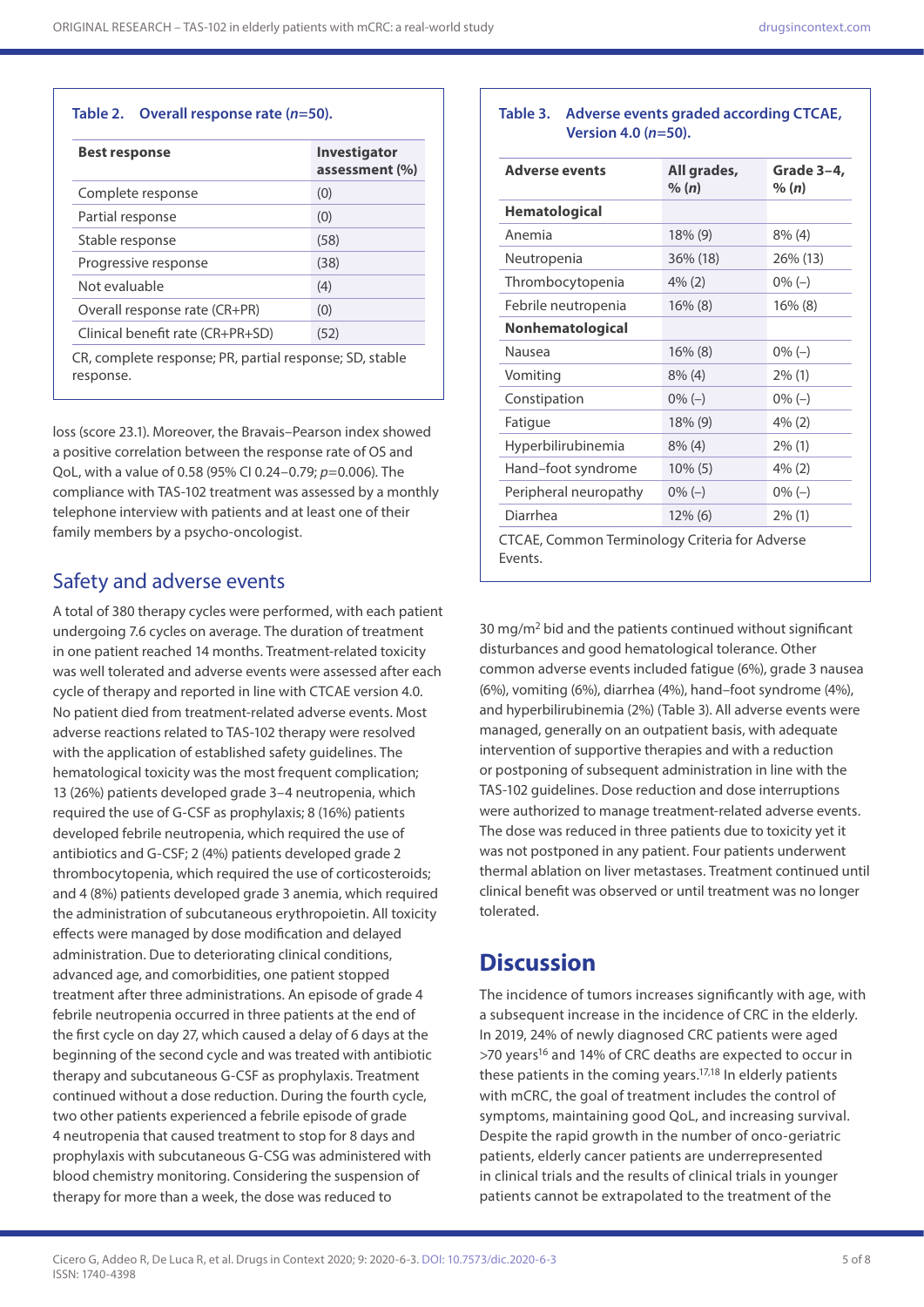**Table 2. Overall response rate ($n$=50).**

| Best response | Investigator assessment (%) |
|---|---|
| Complete response | (0) |
| Partial response | (0) |
| Stable response | (58) |
| Progressive response | (38) |
| Not evaluable | (4) |
| Overall response rate (CR+PR) | (0) |
| Clinical benefit rate (CR+PR+SD) | (52) |

CR, complete response; PR, partial response; SD, stable response.

loss (score 23.1). Moreover, the Bravais–Pearson index showed a positive correlation between the response rate of OS and QoL, with a value of 0.58 (95% CI 0.24–0.79; $p$=0.006). The compliance with TAS-102 treatment was assessed by a monthly telephone interview with patients and at least one of their family members by a psycho-oncologist.

## Safety and adverse events

A total of 380 therapy cycles were performed, with each patient undergoing 7.6 cycles on average. The duration of treatment in one patient reached 14 months. Treatment-related toxicity was well tolerated and adverse events were assessed after each cycle of therapy and reported in line with CTCAE version 4.0. No patient died from treatment-related adverse events. Most adverse reactions related to TAS-102 therapy were resolved with the application of established safety guidelines. The hematological toxicity was the most frequent complication; 13 (26%) patients developed grade 3–4 neutropenia, which required the use of G-CSF as prophylaxis; 8 (16%) patients developed febrile neutropenia, which required the use of antibiotics and G-CSF; 2 (4%) patients developed grade 2 thrombocytopenia, which required the use of corticosteroids; and 4 (8%) patients developed grade 3 anemia, which required the administration of subcutaneous erythropoietin. All toxicity effects were managed by dose modification and delayed administration. Due to deteriorating clinical conditions, advanced age, and comorbidities, one patient stopped treatment after three administrations. An episode of grade 4 febrile neutropenia occurred in three patients at the end of the first cycle on day 27, which caused a delay of 6 days at the beginning of the second cycle and was treated with antibiotic therapy and subcutaneous G-CSF as prophylaxis. Treatment continued without a dose reduction. During the fourth cycle, two other patients experienced a febrile episode of grade 4 neutropenia that caused treatment to stop for 8 days and prophylaxis with subcutaneous G-CSG was administered with blood chemistry monitoring. Considering the suspension of therapy for more than a week, the dose was reduced to 30 mg/m$^2$ bid and the patients continued without significant disturbances and good hematological tolerance. Other common adverse events included fatigue (6%), grade 3 nausea (6%), vomiting (6%), diarrhea (4%), hand–foot syndrome (4%), and hyperbilirubinemia (2%) (Table 3). All adverse events were managed, generally on an outpatient basis, with adequate intervention of supportive therapies and with a reduction or postponing of subsequent administration in line with the TAS-102 guidelines. Dose reduction and dose interruptions were authorized to manage treatment-related adverse events. The dose was reduced in three patients due to toxicity yet it was not postponed in any patient. Four patients underwent thermal ablation on liver metastases. Treatment continued until clinical benefit was observed or until treatment was no longer tolerated.

**Table 3. Adverse events graded according CTCAE, Version 4.0 ($n$=50).**

| Adverse events | All grades, % ($n$) | Grade 3–4, % ($n$) |
|---|---|---|
| **Hematological** | | |
| Anemia | 18% (9) | 8% (4) |
| Neutropenia | 36% (18) | 26% (13) |
| Thrombocytopenia | 4% (2) | 0% (–) |
| Febrile neutropenia | 16% (8) | 16% (8) |
| **Nonhematological** | | |
| Nausea | 16% (8) | 0% (–) |
| Vomiting | 8% (4) | 2% (1) |
| Constipation | 0% (–) | 0% (–) |
| Fatigue | 18% (9) | 4% (2) |
| Hyperbilirubinemia | 8% (4) | 2% (1) |
| Hand–foot syndrome | 10% (5) | 4% (2) |
| Peripheral neuropathy | 0% (–) | 0% (–) |
| Diarrhea | 12% (6) | 2% (1) |

CTCAE, Common Terminology Criteria for Adverse Events.

# Discussion

The incidence of tumors increases significantly with age, with a subsequent increase in the incidence of CRC in the elderly. In 2019, 24% of newly diagnosed CRC patients were aged >70 years[16] and 14% of CRC deaths are expected to occur in these patients in the coming years.[17,18] In elderly patients with mCRC, the goal of treatment includes the control of symptoms, maintaining good QoL, and increasing survival. Despite the rapid growth in the number of onco-geriatric patients, elderly cancer patients are underrepresented in clinical trials and the results of clinical trials in younger patients cannot be extrapolated to the treatment of the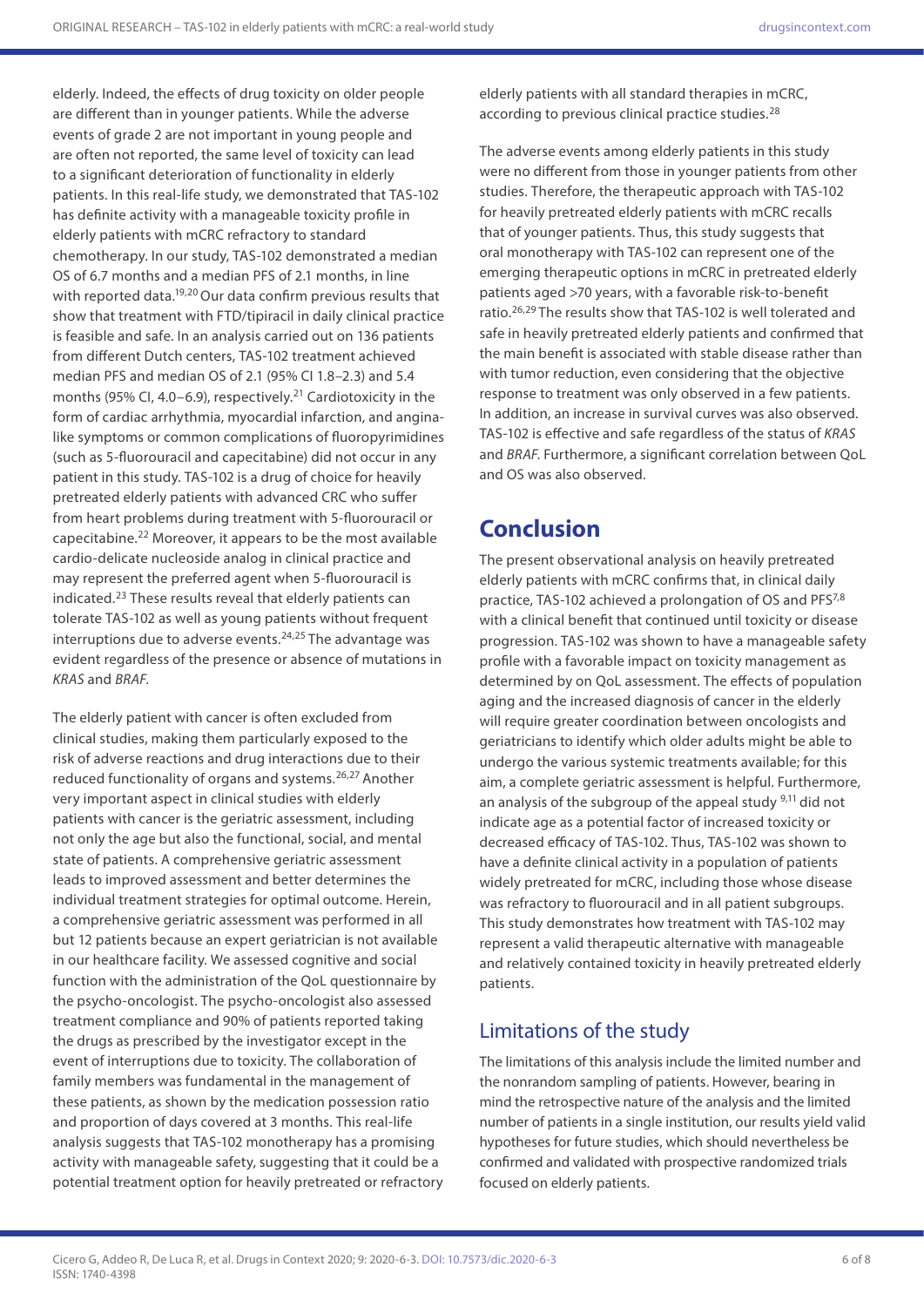elderly. Indeed, the effects of drug toxicity on older people are different than in younger patients. While the adverse events of grade 2 are not important in young people and are often not reported, the same level of toxicity can lead to a significant deterioration of functionality in elderly patients. In this real-life study, we demonstrated that TAS-102 has definite activity with a manageable toxicity profile in elderly patients with mCRC refractory to standard chemotherapy. In our study, TAS-102 demonstrated a median OS of 6.7 months and a median PFS of 2.1 months, in line with reported data.[19,20] Our data confirm previous results that show that treatment with FTD/tipiracil in daily clinical practice is feasible and safe. In an analysis carried out on 136 patients from different Dutch centers, TAS-102 treatment achieved median PFS and median OS of 2.1 (95% CI 1.8–2.3) and 5.4 months (95% CI, 4.0–6.9), respectively.[21] Cardiotoxicity in the form of cardiac arrhythmia, myocardial infarction, and angina-like symptoms or common complications of fluoropyrimidines (such as 5-fluorouracil and capecitabine) did not occur in any patient in this study. TAS-102 is a drug of choice for heavily pretreated elderly patients with advanced CRC who suffer from heart problems during treatment with 5-fluorouracil or capecitabine.[22] Moreover, it appears to be the most available cardio-delicate nucleoside analog in clinical practice and may represent the preferred agent when 5-fluorouracil is indicated.[23] These results reveal that elderly patients can tolerate TAS-102 as well as young patients without frequent interruptions due to adverse events.[24,25] The advantage was evident regardless of the presence or absence of mutations in *KRAS* and *BRAF*.

The elderly patient with cancer is often excluded from clinical studies, making them particularly exposed to the risk of adverse reactions and drug interactions due to their reduced functionality of organs and systems.[26,27] Another very important aspect in clinical studies with elderly patients with cancer is the geriatric assessment, including not only the age but also the functional, social, and mental state of patients. A comprehensive geriatric assessment leads to improved assessment and better determines the individual treatment strategies for optimal outcome. Herein, a comprehensive geriatric assessment was performed in all but 12 patients because an expert geriatrician is not available in our healthcare facility. We assessed cognitive and social function with the administration of the QoL questionnaire by the psycho-oncologist. The psycho-oncologist also assessed treatment compliance and 90% of patients reported taking the drugs as prescribed by the investigator except in the event of interruptions due to toxicity. The collaboration of family members was fundamental in the management of these patients, as shown by the medication possession ratio and proportion of days covered at 3 months. This real-life analysis suggests that TAS-102 monotherapy has a promising activity with manageable safety, suggesting that it could be a potential treatment option for heavily pretreated or refractory elderly patients with all standard therapies in mCRC, according to previous clinical practice studies.[28]

The adverse events among elderly patients in this study were no different from those in younger patients from other studies. Therefore, the therapeutic approach with TAS-102 for heavily pretreated elderly patients with mCRC recalls that of younger patients. Thus, this study suggests that oral monotherapy with TAS-102 can represent one of the emerging therapeutic options in mCRC in pretreated elderly patients aged >70 years, with a favorable risk-to-benefit ratio.[26,29] The results show that TAS-102 is well tolerated and safe in heavily pretreated elderly patients and confirmed that the main benefit is associated with stable disease rather than with tumor reduction, even considering that the objective response to treatment was only observed in a few patients. In addition, an increase in survival curves was also observed. TAS-102 is effective and safe regardless of the status of *KRAS* and *BRAF*. Furthermore, a significant correlation between QoL and OS was also observed.

# Conclusion

The present observational analysis on heavily pretreated elderly patients with mCRC confirms that, in clinical daily practice, TAS-102 achieved a prolongation of OS and PFS[7,8] with a clinical benefit that continued until toxicity or disease progression. TAS-102 was shown to have a manageable safety profile with a favorable impact on toxicity management as determined by on QoL assessment. The effects of population aging and the increased diagnosis of cancer in the elderly will require greater coordination between oncologists and geriatricians to identify which older adults might be able to undergo the various systemic treatments available; for this aim, a complete geriatric assessment is helpful. Furthermore, an analysis of the subgroup of the appeal study [9,11] did not indicate age as a potential factor of increased toxicity or decreased efficacy of TAS-102. Thus, TAS-102 was shown to have a definite clinical activity in a population of patients widely pretreated for mCRC, including those whose disease was refractory to fluorouracil and in all patient subgroups. This study demonstrates how treatment with TAS-102 may represent a valid therapeutic alternative with manageable and relatively contained toxicity in heavily pretreated elderly patients.

## Limitations of the study

The limitations of this analysis include the limited number and the nonrandom sampling of patients. However, bearing in mind the retrospective nature of the analysis and the limited number of patients in a single institution, our results yield valid hypotheses for future studies, which should nevertheless be confirmed and validated with prospective randomized trials focused on elderly patients.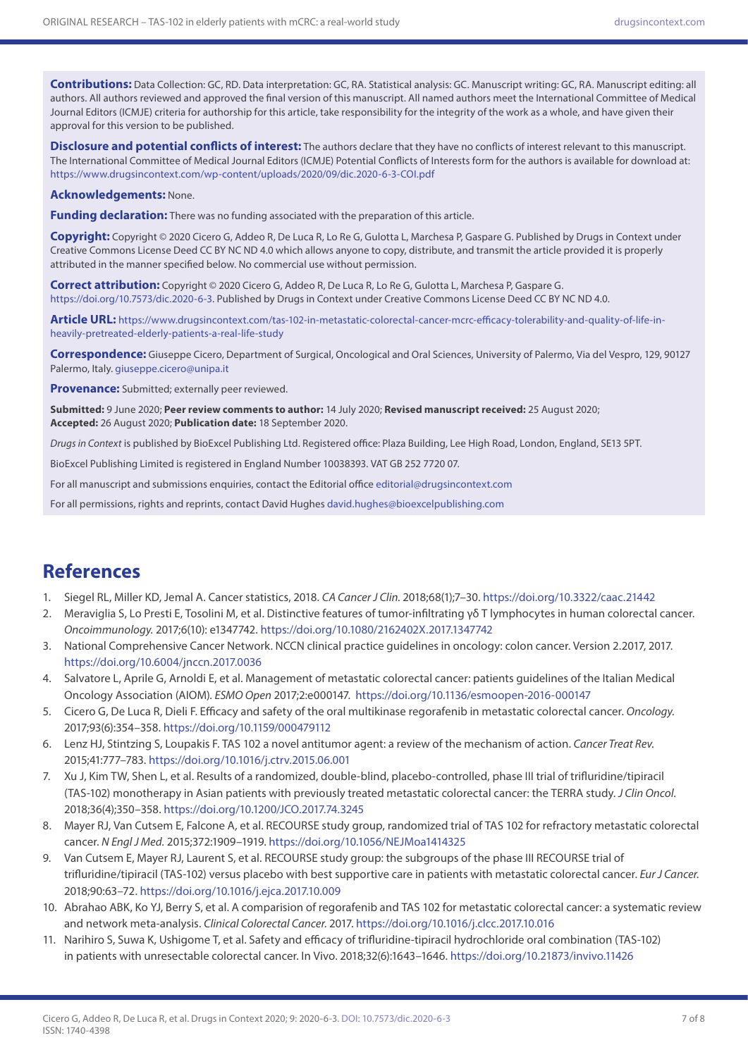**Contributions:** Data Collection: GC, RD. Data interpretation: GC, RA. Statistical analysis: GC. Manuscript writing: GC, RA. Manuscript editing: all authors. All authors reviewed and approved the final version of this manuscript. All named authors meet the International Committee of Medical Journal Editors (ICMJE) criteria for authorship for this article, take responsibility for the integrity of the work as a whole, and have given their approval for this version to be published.

**Disclosure and potential conflicts of interest:** The authors declare that they have no conflicts of interest relevant to this manuscript. The International Committee of Medical Journal Editors (ICMJE) Potential Conflicts of Interests form for the authors is available for download at: https://www.drugsincontext.com/wp-content/uploads/2020/09/dic.2020-6-3-COI.pdf

**Acknowledgements:** None.

**Funding declaration:** There was no funding associated with the preparation of this article.

**Copyright:** Copyright © 2020 Cicero G, Addeo R, De Luca R, Lo Re G, Gulotta L, Marchesa P, Gaspare G. Published by Drugs in Context under Creative Commons License Deed CC BY NC ND 4.0 which allows anyone to copy, distribute, and transmit the article provided it is properly attributed in the manner specified below. No commercial use without permission.

**Correct attribution:** Copyright © 2020 Cicero G, Addeo R, De Luca R, Lo Re G, Gulotta L, Marchesa P, Gaspare G. https://doi.org/10.7573/dic.2020-6-3. Published by Drugs in Context under Creative Commons License Deed CC BY NC ND 4.0.

**Article URL:** https://www.drugsincontext.com/tas-102-in-metastatic-colorectal-cancer-mcrc-efficacy-tolerability-and-quality-of-life-in-heavily-pretreated-elderly-patients-a-real-life-study

**Correspondence:** Giuseppe Cicero, Department of Surgical, Oncological and Oral Sciences, University of Palermo, Via del Vespro, 129, 90127 Palermo, Italy. giuseppe.cicero@unipa.it

**Provenance:** Submitted; externally peer reviewed.

**Submitted:** 9 June 2020; **Peer review comments to author:** 14 July 2020; **Revised manuscript received:** 25 August 2020; **Accepted:** 26 August 2020; **Publication date:** 18 September 2020.

*Drugs in Context* is published by BioExcel Publishing Ltd. Registered office: Plaza Building, Lee High Road, London, England, SE13 5PT.

BioExcel Publishing Limited is registered in England Number 10038393. VAT GB 252 7720 07.

For all manuscript and submissions enquiries, contact the Editorial office editorial@drugsincontext.com

For all permissions, rights and reprints, contact David Hughes david.hughes@bioexcelpublishing.com

## References

1. Siegel RL, Miller KD, Jemal A. Cancer statistics, 2018. *CA Cancer J Clin.* 2018;68(1);7–30. https://doi.org/10.3322/caac.21442
2. Meraviglia S, Lo Presti E, Tosolini M, et al. Distinctive features of tumor-infiltrating γδ T lymphocytes in human colorectal cancer. *Oncoimmunology.* 2017;6(10): e1347742. https://doi.org/10.1080/2162402X.2017.1347742
3. National Comprehensive Cancer Network. NCCN clinical practice guidelines in oncology: colon cancer. Version 2.2017, 2017. https://doi.org/10.6004/jnccn.2017.0036
4. Salvatore L, Aprile G, Arnoldi E, et al. Management of metastatic colorectal cancer: patients guidelines of the Italian Medical Oncology Association (AIOM). *ESMO Open* 2017;2:e000147. https://doi.org/10.1136/esmoopen-2016-000147
5. Cicero G, De Luca R, Dieli F. Efficacy and safety of the oral multikinase regorafenib in metastatic colorectal cancer. *Oncology.* 2017;93(6):354–358. https://doi.org/10.1159/000479112
6. Lenz HJ, Stintzing S, Loupakis F. TAS 102 a novel antitumor agent: a review of the mechanism of action. *Cancer Treat Rev.* 2015;41:777–783. https://doi.org/10.1016/j.ctrv.2015.06.001
7. Xu J, Kim TW, Shen L, et al. Results of a randomized, double-blind, placebo-controlled, phase III trial of trifluridine/tipiracil (TAS-102) monotherapy in Asian patients with previously treated metastatic colorectal cancer: the TERRA study. *J Clin Oncol.* 2018;36(4);350–358. https://doi.org/10.1200/JCO.2017.74.3245
8. Mayer RJ, Van Cutsem E, Falcone A, et al. RECOURSE study group, randomized trial of TAS 102 for refractory metastatic colorectal cancer. *N Engl J Med.* 2015;372:1909–1919. https://doi.org/10.1056/NEJMoa1414325
9. Van Cutsem E, Mayer RJ, Laurent S, et al. RECOURSE study group: the subgroups of the phase III RECOURSE trial of trifluridine/tipiracil (TAS-102) versus placebo with best supportive care in patients with metastatic colorectal cancer. *Eur J Cancer.* 2018;90:63–72. https://doi.org/10.1016/j.ejca.2017.10.009
10. Abrahao ABK, Ko YJ, Berry S, et al. A comparision of regorafenib and TAS 102 for metastatic colorectal cancer: a systematic review and network meta-analysis. *Clinical Colorectal Cancer.* 2017. https://doi.org/10.1016/j.clcc.2017.10.016
11. Narihiro S, Suwa K, Ushigome T, et al. Safety and efficacy of trifluridine-tipiracil hydrochloride oral combination (TAS-102) in patients with unresectable colorectal cancer. In Vivo. 2018;32(6):1643–1646. https://doi.org/10.21873/invivo.11426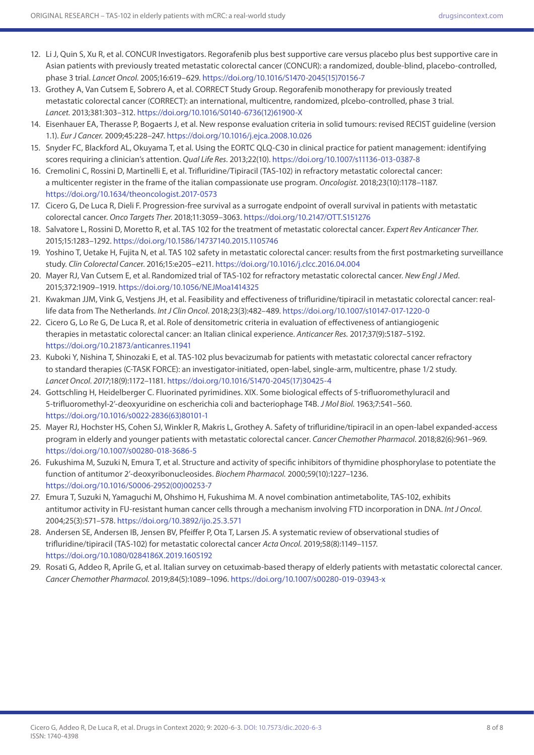12. Li J, Quin S, Xu R, et al. CONCUR Investigators. Regorafenib plus best supportive care versus placebo plus best supportive care in Asian patients with previously treated metastatic colorectal cancer (CONCUR): a randomized, double-blind, placebo-controlled, phase 3 trial. *Lancet Oncol.* 2005;16:619–629. https://doi.org/10.1016/S1470-2045(15)70156-7
13. Grothey A, Van Cutsem E, Sobrero A, et al. CORRECT Study Group. Regorafenib monotherapy for previously treated metastatic colorectal cancer (CORRECT): an international, multicentre, randomized, plcebo-controlled, phase 3 trial. *Lancet.* 2013;381:303–312. https://doi.org/10.1016/S0140-6736(12)61900-X
14. Eisenhauer EA, Therasse P, Bogaerts J, et al. New response evaluation criteria in solid tumours: revised RECIST guideline (version 1.1). *Eur J Cancer.* 2009;45:228–247. https://doi.org/10.1016/j.ejca.2008.10.026
15. Snyder FC, Blackford AL, Okuyama T, et al. Using the EORTC QLQ-C30 in clinical practice for patient management: identifying scores requiring a clinician's attention. *Qual Life Res*. 2013;22(10). https://doi.org/10.1007/s11136-013-0387-8
16. Cremolini C, Rossini D, Martinelli E, et al. Trifluridine/Tipiracil (TAS-102) in refractory metastatic colorectal cancer: a multicenter register in the frame of the italian compassionate use program. *Oncologist*. 2018;23(10):1178–1187. https://doi.org/10.1634/theoncologist.2017-0573
17. Cicero G, De Luca R, Dieli F. Progression-free survival as a surrogate endpoint of overall survival in patients with metastatic colorectal cancer. *Onco Targets Ther.* 2018;11:3059–3063. https://doi.org/10.2147/OTT.S151276
18. Salvatore L, Rossini D, Moretto R, et al. TAS 102 for the treatment of metastatic colorectal cancer. *Expert Rev Anticancer Ther.* 2015;15:1283–1292. https://doi.org/10.1586/14737140.2015.1105746
19. Yoshino T, Uetake H, Fujita N, et al. TAS 102 safety in metastatic colorectal cancer: results from the first postmarketing surveillance study. *Clin Colorectal Cancer*. 2016;15:e205–e211. https://doi.org/10.1016/j.clcc.2016.04.004
20. Mayer RJ, Van Cutsem E, et al. Randomized trial of TAS-102 for refractory metastatic colorectal cancer. *New Engl J Med*. 2015;372:1909–1919. https://doi.org/10.1056/NEJMoa1414325
21. Kwakman JJM, Vink G, Vestjens JH, et al. Feasibility and effectiveness of trifluridine/tipiracil in metastatic colorectal cancer: real-life data from The Netherlands. *Int J Clin Oncol*. 2018;23(3):482–489. https://doi.org/10.1007/s10147-017-1220-0
22. Cicero G, Lo Re G, De Luca R, et al. Role of densitometric criteria in evaluation of effectiveness of antiangiogenic therapies in metastatic colorectal cancer: an Italian clinical experience. *Anticancer Res.* 2017;37(9):5187–5192. https://doi.org/10.21873/anticanres.11941
23. Kuboki Y, Nishina T, Shinozaki E, et al. TAS-102 plus bevacizumab for patients with metastatic colorectal cancer refractory to standard therapies (C-TASK FORCE): an investigator-initiated, open-label, single-arm, multicentre, phase 1/2 study. *Lancet Oncol. 2017*;18(9):1172–1181. https://doi.org/10.1016/S1470-2045(17)30425-4
24. Gottschling H, Heidelberger C. Fluorinated pyrimidines. XIX. Some biological effects of 5-trifluoromethyluracil and 5-trifluoromethyl-2′-deoxyuridine on escherichia coli and bacteriophage T4B. *J Mol Biol.* 1963;7:541–560. https://doi.org/10.1016/s0022-2836(63)80101-1
25. Mayer RJ, Hochster HS, Cohen SJ, Winkler R, Makris L, Grothey A. Safety of trifluridine/tipiracil in an open-label expanded-access program in elderly and younger patients with metastatic colorectal cancer. *Cancer Chemother Pharmacol*. 2018;82(6):961–969. https://doi.org/10.1007/s00280-018-3686-5
26. Fukushima M, Suzuki N, Emura T, et al. Structure and activity of specific inhibitors of thymidine phosphorylase to potentiate the function of antitumor 2′-deoxyribonucleosides. *Biochem Pharmacol.* 2000;59(10):1227–1236. https://doi.org/10.1016/S0006-2952(00)00253-7
27. Emura T, Suzuki N, Yamaguchi M, Ohshimo H, Fukushima M. A novel combination antimetabolite, TAS-102, exhibits antitumor activity in FU-resistant human cancer cells through a mechanism involving FTD incorporation in DNA. *Int J Oncol*. 2004;25(3):571–578. https://doi.org/10.3892/ijo.25.3.571
28. Andersen SE, Andersen IB, Jensen BV, Pfeiffer P, Ota T, Larsen JS. A systematic review of observational studies of trifluridine/tipiracil (TAS-102) for metastatic colorectal cancer *Acta Oncol.* 2019;58(8):1149–1157. https://doi.org/10.1080/0284186X.2019.1605192
29. Rosati G, Addeo R, Aprile G, et al. Italian survey on cetuximab-based therapy of elderly patients with metastatic colorectal cancer. *Cancer Chemother Pharmacol.* 2019;84(5):1089–1096. https://doi.org/10.1007/s00280-019-03943-x